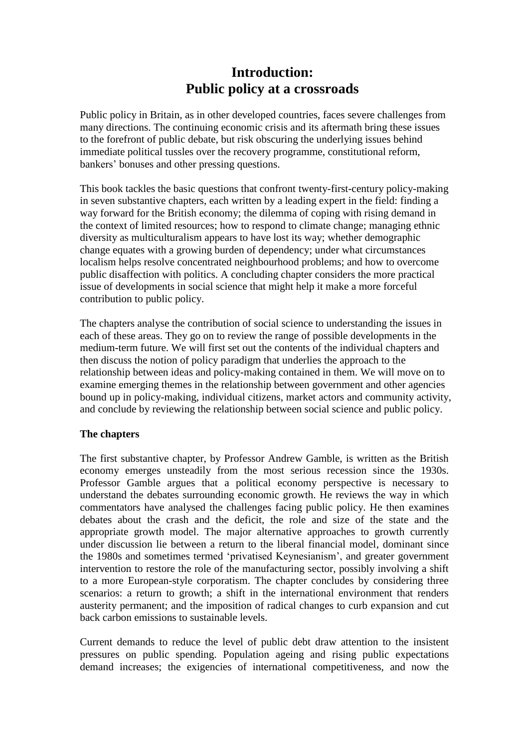# Introduction: Public policy at a crossroads

Public policy in Britain, as in other developed countries, faces severe challenges from many directions. The continuing economic crisis and its aftermath bring these issues to the forefront of public debate, but risk obscuring the underlying issues behind immediate political tussles over the recovery programme, constitutional reform, bankers' bonuses and other pressing questions.

This book tackles the basic questions that confront twenty-first-century policy-making in seven substantive chapters, each written by a leading expert in the field: finding a way forward for the British economy; the dilemma of coping with rising demand in the context of limited resources; how to respond to climate change; managing ethnic diversity as multiculturalism appears to have lost its way; whether demographic change equates with a growing burden of dependency; under what circumstances localism helps resolve concentrated neighbourhood problems; and how to overcome public disaffection with politics. A concluding chapter considers the more practical issue of developments in social science that might help it make a more forceful contribution to public policy.

The chapters analyse the contribution of social science to understanding the issues in each of these areas. They go on to review the range of possible developments in the medium-term future. We will first set out the contents of the individual chapters and then discuss the notion of policy paradigm that underlies the approach to the relationship between ideas and policy-making contained in them. We will move on to examine emerging themes in the relationship between government and other agencies bound up in policy-making, individual citizens, market actors and community activity, and conclude by reviewing the relationship between social science and public policy.

**The chapters**

The first substantive chapter, by Professor Andrew Gamble, is written as the British economy emerges unsteadily from the most serious recession since the 1930s. Professor Gamble argues that a political economy perspective is necessary to understand the debates surrounding economic growth. He reviews the way in which commentators have analysed the challenges facing public policy. He then examines debates about the crash and the deficit, the role and size of the state and the appropriate growth model. The major alternative approaches to growth currently under discussion lie between a return to the liberal financial model, dominant since the 1980s and sometimes termed 'privatised Keynesianism', and greater government intervention to restore the role of the manufacturing sector, possibly involving a shift to a more European-style corporatism. The chapter concludes by considering three scenarios: a return to growth; a shift in the international environment that renders austerity permanent; and the imposition of radical changes to curb expansion and cut back carbon emissions to sustainable levels.

Current demands to reduce the level of public debt draw attention to the insistent pressures on public spending. Population ageing and rising public expectations demand increases; the exigencies of international competitiveness, and now the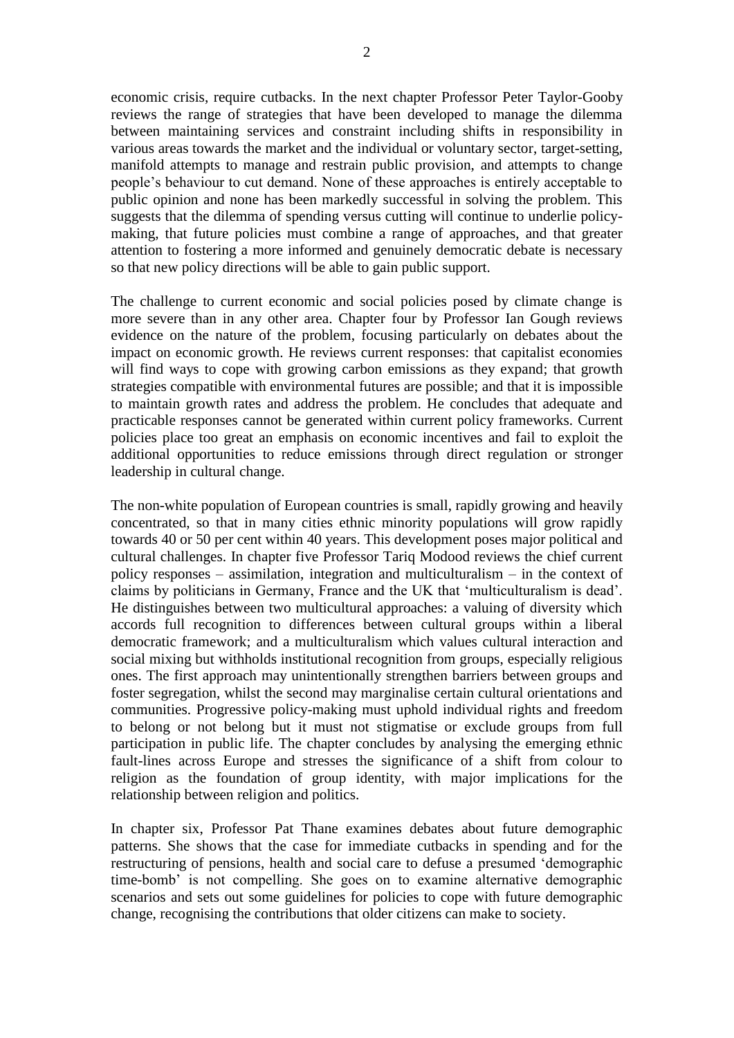economic crisis, require cutbacks. In the next chapter Professor Peter Taylor-Gooby reviews the range of strategies that have been developed to manage the dilemma between maintaining services and constraint including shifts in responsibility in various areas towards the market and the individual or voluntary sector, target-setting, manifold attempts to manage and restrain public provision, and attempts to change people's behaviour to cut demand. None of these approaches is entirely acceptable to public opinion and none has been markedly successful in solving the problem. This suggests that the dilemma of spending versus cutting will continue to underlie policy-making, that future policies must combine a range of approaches, and that greater attention to fostering a more informed and genuinely democratic debate is necessary so that new policy directions will be able to gain public support.

The challenge to current economic and social policies posed by climate change is more severe than in any other area. Chapter four by Professor Ian Gough reviews evidence on the nature of the problem, focusing particularly on debates about the impact on economic growth. He reviews current responses: that capitalist economies will find ways to cope with growing carbon emissions as they expand; that growth strategies compatible with environmental futures are possible; and that it is impossible to maintain growth rates and address the problem. He concludes that adequate and practicable responses cannot be generated within current policy frameworks. Current policies place too great an emphasis on economic incentives and fail to exploit the additional opportunities to reduce emissions through direct regulation or stronger leadership in cultural change.

The non-white population of European countries is small, rapidly growing and heavily concentrated, so that in many cities ethnic minority populations will grow rapidly towards 40 or 50 per cent within 40 years. This development poses major political and cultural challenges. In chapter five Professor Tariq Modood reviews the chief current policy responses – assimilation, integration and multiculturalism – in the context of claims by politicians in Germany, France and the UK that 'multiculturalism is dead'. He distinguishes between two multicultural approaches: a valuing of diversity which accords full recognition to differences between cultural groups within a liberal democratic framework; and a multiculturalism which values cultural interaction and social mixing but withholds institutional recognition from groups, especially religious ones. The first approach may unintentionally strengthen barriers between groups and foster segregation, whilst the second may marginalise certain cultural orientations and communities. Progressive policy-making must uphold individual rights and freedom to belong or not belong but it must not stigmatise or exclude groups from full participation in public life. The chapter concludes by analysing the emerging ethnic fault-lines across Europe and stresses the significance of a shift from colour to religion as the foundation of group identity, with major implications for the relationship between religion and politics.

In chapter six, Professor Pat Thane examines debates about future demographic patterns. She shows that the case for immediate cutbacks in spending and for the restructuring of pensions, health and social care to defuse a presumed 'demographic time-bomb' is not compelling. She goes on to examine alternative demographic scenarios and sets out some guidelines for policies to cope with future demographic change, recognising the contributions that older citizens can make to society.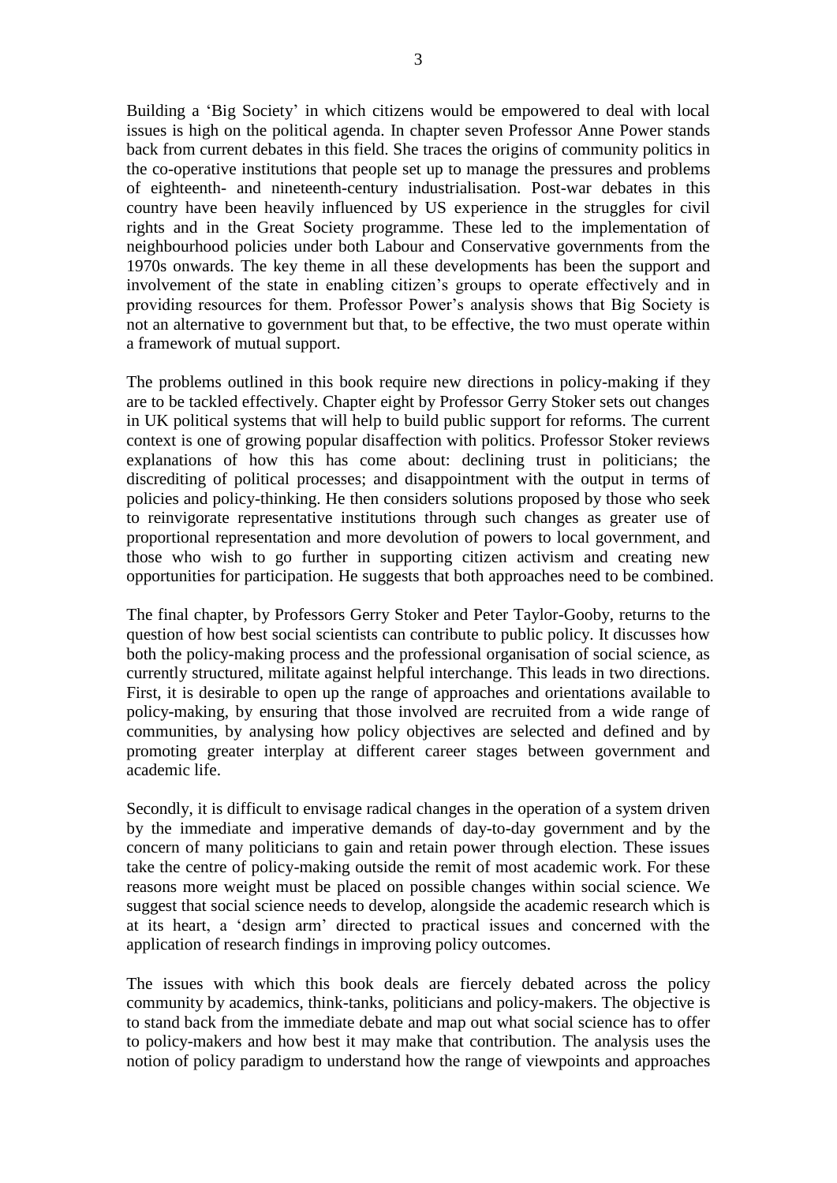Building a 'Big Society' in which citizens would be empowered to deal with local issues is high on the political agenda. In chapter seven Professor Anne Power stands back from current debates in this field. She traces the origins of community politics in the co-operative institutions that people set up to manage the pressures and problems of eighteenth- and nineteenth-century industrialisation. Post-war debates in this country have been heavily influenced by US experience in the struggles for civil rights and in the Great Society programme. These led to the implementation of neighbourhood policies under both Labour and Conservative governments from the 1970s onwards. The key theme in all these developments has been the support and involvement of the state in enabling citizen's groups to operate effectively and in providing resources for them. Professor Power's analysis shows that Big Society is not an alternative to government but that, to be effective, the two must operate within a framework of mutual support.

The problems outlined in this book require new directions in policy-making if they are to be tackled effectively. Chapter eight by Professor Gerry Stoker sets out changes in UK political systems that will help to build public support for reforms. The current context is one of growing popular disaffection with politics. Professor Stoker reviews explanations of how this has come about: declining trust in politicians; the discrediting of political processes; and disappointment with the output in terms of policies and policy-thinking. He then considers solutions proposed by those who seek to reinvigorate representative institutions through such changes as greater use of proportional representation and more devolution of powers to local government, and those who wish to go further in supporting citizen activism and creating new opportunities for participation. He suggests that both approaches need to be combined.

The final chapter, by Professors Gerry Stoker and Peter Taylor-Gooby, returns to the question of how best social scientists can contribute to public policy. It discusses how both the policy-making process and the professional organisation of social science, as currently structured, militate against helpful interchange. This leads in two directions. First, it is desirable to open up the range of approaches and orientations available to policy-making, by ensuring that those involved are recruited from a wide range of communities, by analysing how policy objectives are selected and defined and by promoting greater interplay at different career stages between government and academic life.

Secondly, it is difficult to envisage radical changes in the operation of a system driven by the immediate and imperative demands of day-to-day government and by the concern of many politicians to gain and retain power through election. These issues take the centre of policy-making outside the remit of most academic work. For these reasons more weight must be placed on possible changes within social science. We suggest that social science needs to develop, alongside the academic research which is at its heart, a 'design arm' directed to practical issues and concerned with the application of research findings in improving policy outcomes.

The issues with which this book deals are fiercely debated across the policy community by academics, think-tanks, politicians and policy-makers. The objective is to stand back from the immediate debate and map out what social science has to offer to policy-makers and how best it may make that contribution. The analysis uses the notion of policy paradigm to understand how the range of viewpoints and approaches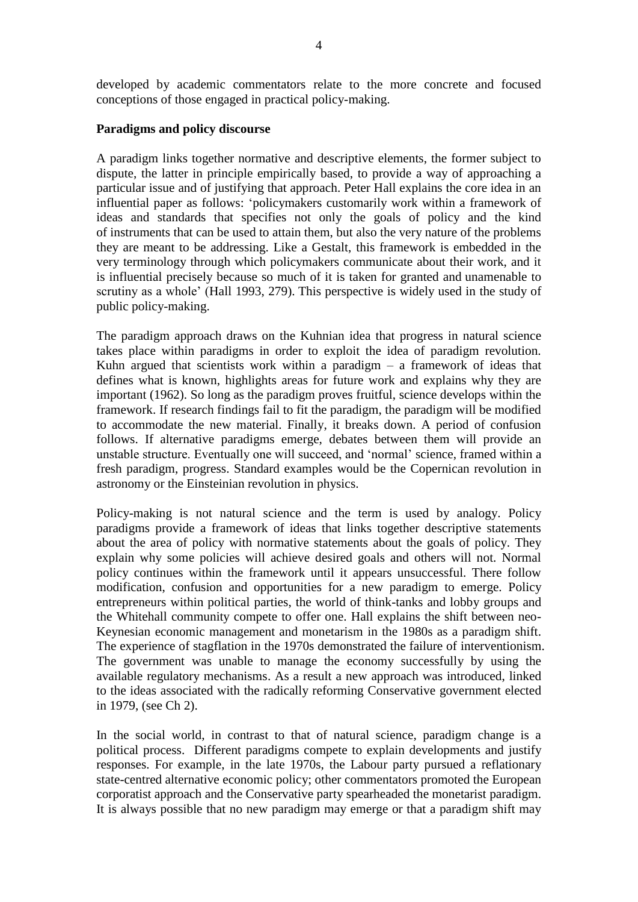developed by academic commentators relate to the more concrete and focused conceptions of those engaged in practical policy-making.

**Paradigms and policy discourse**

A paradigm links together normative and descriptive elements, the former subject to dispute, the latter in principle empirically based, to provide a way of approaching a particular issue and of justifying that approach. Peter Hall explains the core idea in an influential paper as follows: 'policymakers customarily work within a framework of ideas and standards that specifies not only the goals of policy and the kind of instruments that can be used to attain them, but also the very nature of the problems they are meant to be addressing. Like a Gestalt, this framework is embedded in the very terminology through which policymakers communicate about their work, and it is influential precisely because so much of it is taken for granted and unamenable to scrutiny as a whole' (Hall 1993, 279). This perspective is widely used in the study of public policy-making.

The paradigm approach draws on the Kuhnian idea that progress in natural science takes place within paradigms in order to exploit the idea of paradigm revolution. Kuhn argued that scientists work within a paradigm – a framework of ideas that defines what is known, highlights areas for future work and explains why they are important (1962). So long as the paradigm proves fruitful, science develops within the framework. If research findings fail to fit the paradigm, the paradigm will be modified to accommodate the new material. Finally, it breaks down. A period of confusion follows. If alternative paradigms emerge, debates between them will provide an unstable structure. Eventually one will succeed, and 'normal' science, framed within a fresh paradigm, progress. Standard examples would be the Copernican revolution in astronomy or the Einsteinian revolution in physics.

Policy-making is not natural science and the term is used by analogy. Policy paradigms provide a framework of ideas that links together descriptive statements about the area of policy with normative statements about the goals of policy. They explain why some policies will achieve desired goals and others will not. Normal policy continues within the framework until it appears unsuccessful. There follow modification, confusion and opportunities for a new paradigm to emerge. Policy entrepreneurs within political parties, the world of think-tanks and lobby groups and the Whitehall community compete to offer one. Hall explains the shift between neo-Keynesian economic management and monetarism in the 1980s as a paradigm shift. The experience of stagflation in the 1970s demonstrated the failure of interventionism. The government was unable to manage the economy successfully by using the available regulatory mechanisms. As a result a new approach was introduced, linked to the ideas associated with the radically reforming Conservative government elected in 1979, (see Ch 2).

In the social world, in contrast to that of natural science, paradigm change is a political process. Different paradigms compete to explain developments and justify responses. For example, in the late 1970s, the Labour party pursued a reflationary state-centred alternative economic policy; other commentators promoted the European corporatist approach and the Conservative party spearheaded the monetarist paradigm. It is always possible that no new paradigm may emerge or that a paradigm shift may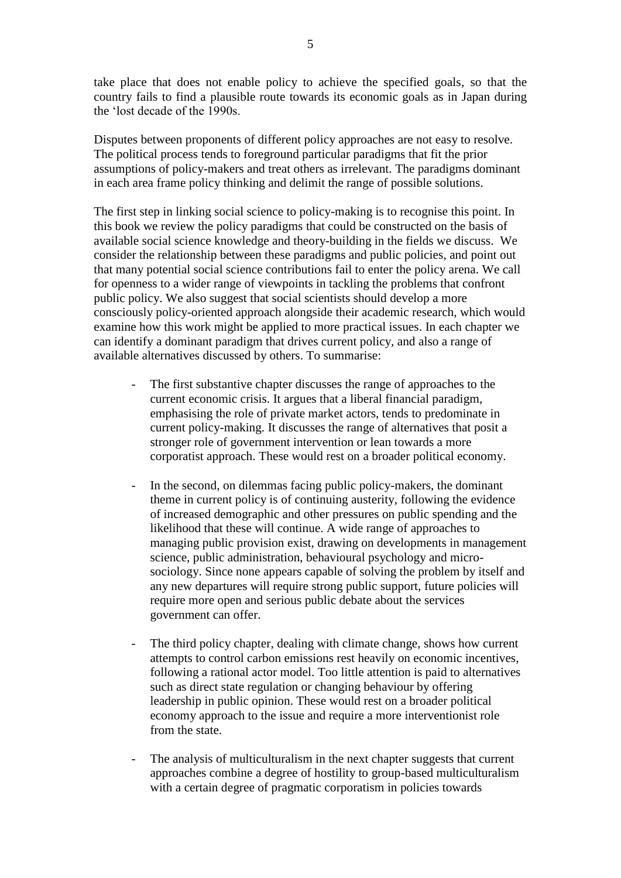take place that does not enable policy to achieve the specified goals, so that the country fails to find a plausible route towards its economic goals as in Japan during the 'lost decade of the 1990s.

Disputes between proponents of different policy approaches are not easy to resolve. The political process tends to foreground particular paradigms that fit the prior assumptions of policy-makers and treat others as irrelevant. The paradigms dominant in each area frame policy thinking and delimit the range of possible solutions.

The first step in linking social science to policy-making is to recognise this point. In this book we review the policy paradigms that could be constructed on the basis of available social science knowledge and theory-building in the fields we discuss. We consider the relationship between these paradigms and public policies, and point out that many potential social science contributions fail to enter the policy arena. We call for openness to a wider range of viewpoints in tackling the problems that confront public policy. We also suggest that social scientists should develop a more consciously policy-oriented approach alongside their academic research, which would examine how this work might be applied to more practical issues. In each chapter we can identify a dominant paradigm that drives current policy, and also a range of available alternatives discussed by others. To summarise:

- The first substantive chapter discusses the range of approaches to the current economic crisis. It argues that a liberal financial paradigm, emphasising the role of private market actors, tends to predominate in current policy-making. It discusses the range of alternatives that posit a stronger role of government intervention or lean towards a more corporatist approach. These would rest on a broader political economy.

- In the second, on dilemmas facing public policy-makers, the dominant theme in current policy is of continuing austerity, following the evidence of increased demographic and other pressures on public spending and the likelihood that these will continue. A wide range of approaches to managing public provision exist, drawing on developments in management science, public administration, behavioural psychology and micro-sociology. Since none appears capable of solving the problem by itself and any new departures will require strong public support, future policies will require more open and serious public debate about the services government can offer.

- The third policy chapter, dealing with climate change, shows how current attempts to control carbon emissions rest heavily on economic incentives, following a rational actor model. Too little attention is paid to alternatives such as direct state regulation or changing behaviour by offering leadership in public opinion. These would rest on a broader political economy approach to the issue and require a more interventionist role from the state.

- The analysis of multiculturalism in the next chapter suggests that current approaches combine a degree of hostility to group-based multiculturalism with a certain degree of pragmatic corporatism in policies towards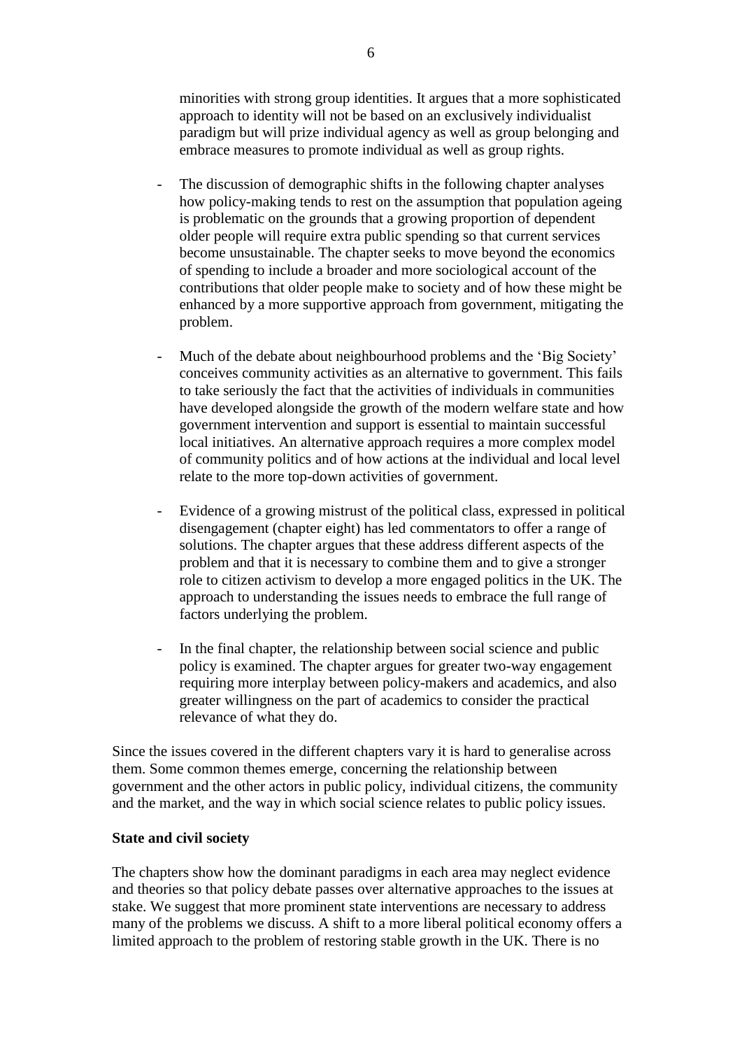minorities with strong group identities. It argues that a more sophisticated approach to identity will not be based on an exclusively individualist paradigm but will prize individual agency as well as group belonging and embrace measures to promote individual as well as group rights.

- The discussion of demographic shifts in the following chapter analyses how policy-making tends to rest on the assumption that population ageing is problematic on the grounds that a growing proportion of dependent older people will require extra public spending so that current services become unsustainable. The chapter seeks to move beyond the economics of spending to include a broader and more sociological account of the contributions that older people make to society and of how these might be enhanced by a more supportive approach from government, mitigating the problem.

- Much of the debate about neighbourhood problems and the 'Big Society' conceives community activities as an alternative to government. This fails to take seriously the fact that the activities of individuals in communities have developed alongside the growth of the modern welfare state and how government intervention and support is essential to maintain successful local initiatives. An alternative approach requires a more complex model of community politics and of how actions at the individual and local level relate to the more top-down activities of government.

- Evidence of a growing mistrust of the political class, expressed in political disengagement (chapter eight) has led commentators to offer a range of solutions. The chapter argues that these address different aspects of the problem and that it is necessary to combine them and to give a stronger role to citizen activism to develop a more engaged politics in the UK. The approach to understanding the issues needs to embrace the full range of factors underlying the problem.

- In the final chapter, the relationship between social science and public policy is examined. The chapter argues for greater two-way engagement requiring more interplay between policy-makers and academics, and also greater willingness on the part of academics to consider the practical relevance of what they do.

Since the issues covered in the different chapters vary it is hard to generalise across them. Some common themes emerge, concerning the relationship between government and the other actors in public policy, individual citizens, the community and the market, and the way in which social science relates to public policy issues.

**State and civil society**

The chapters show how the dominant paradigms in each area may neglect evidence and theories so that policy debate passes over alternative approaches to the issues at stake. We suggest that more prominent state interventions are necessary to address many of the problems we discuss. A shift to a more liberal political economy offers a limited approach to the problem of restoring stable growth in the UK. There is no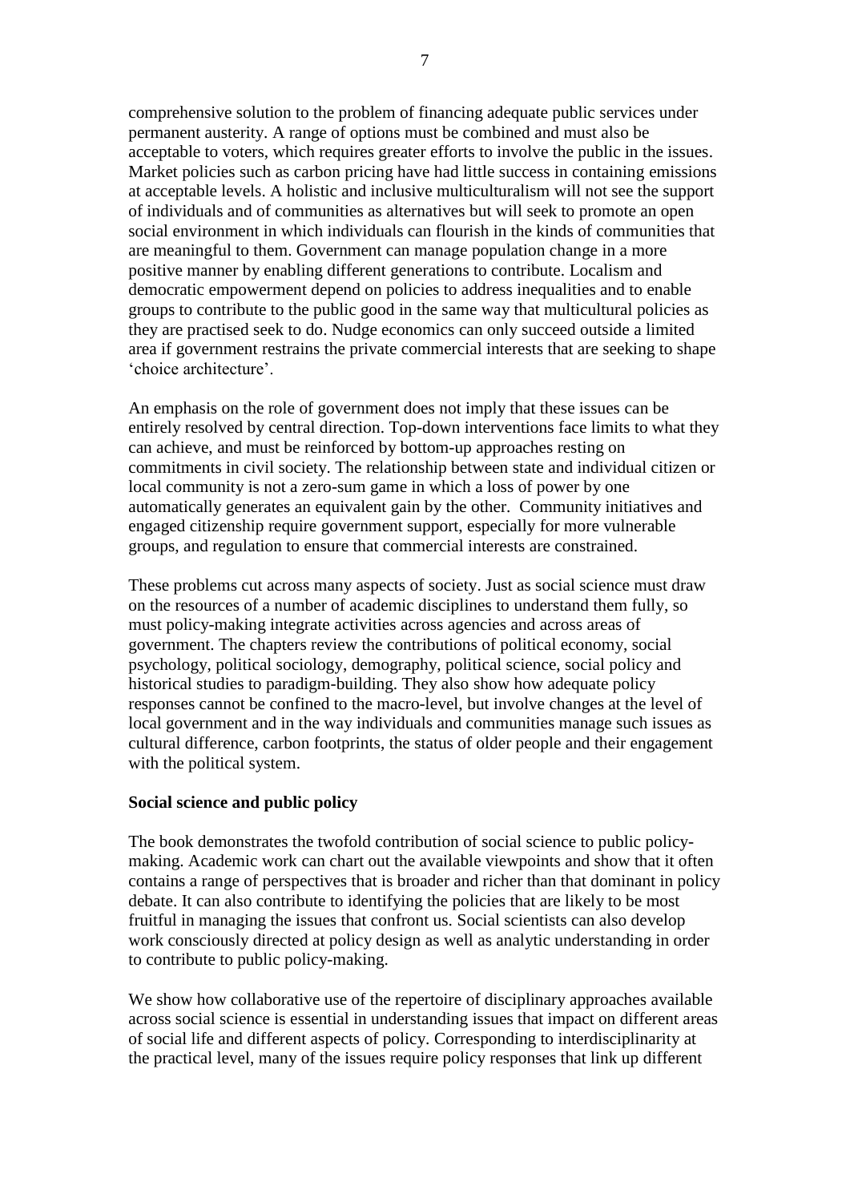comprehensive solution to the problem of financing adequate public services under permanent austerity. A range of options must be combined and must also be acceptable to voters, which requires greater efforts to involve the public in the issues. Market policies such as carbon pricing have had little success in containing emissions at acceptable levels. A holistic and inclusive multiculturalism will not see the support of individuals and of communities as alternatives but will seek to promote an open social environment in which individuals can flourish in the kinds of communities that are meaningful to them. Government can manage population change in a more positive manner by enabling different generations to contribute. Localism and democratic empowerment depend on policies to address inequalities and to enable groups to contribute to the public good in the same way that multicultural policies as they are practised seek to do. Nudge economics can only succeed outside a limited area if government restrains the private commercial interests that are seeking to shape 'choice architecture'.

An emphasis on the role of government does not imply that these issues can be entirely resolved by central direction. Top-down interventions face limits to what they can achieve, and must be reinforced by bottom-up approaches resting on commitments in civil society. The relationship between state and individual citizen or local community is not a zero-sum game in which a loss of power by one automatically generates an equivalent gain by the other. Community initiatives and engaged citizenship require government support, especially for more vulnerable groups, and regulation to ensure that commercial interests are constrained.

These problems cut across many aspects of society. Just as social science must draw on the resources of a number of academic disciplines to understand them fully, so must policy-making integrate activities across agencies and across areas of government. The chapters review the contributions of political economy, social psychology, political sociology, demography, political science, social policy and historical studies to paradigm-building. They also show how adequate policy responses cannot be confined to the macro-level, but involve changes at the level of local government and in the way individuals and communities manage such issues as cultural difference, carbon footprints, the status of older people and their engagement with the political system.

**Social science and public policy**

The book demonstrates the twofold contribution of social science to public policy-making. Academic work can chart out the available viewpoints and show that it often contains a range of perspectives that is broader and richer than that dominant in policy debate. It can also contribute to identifying the policies that are likely to be most fruitful in managing the issues that confront us. Social scientists can also develop work consciously directed at policy design as well as analytic understanding in order to contribute to public policy-making.

We show how collaborative use of the repertoire of disciplinary approaches available across social science is essential in understanding issues that impact on different areas of social life and different aspects of policy. Corresponding to interdisciplinarity at the practical level, many of the issues require policy responses that link up different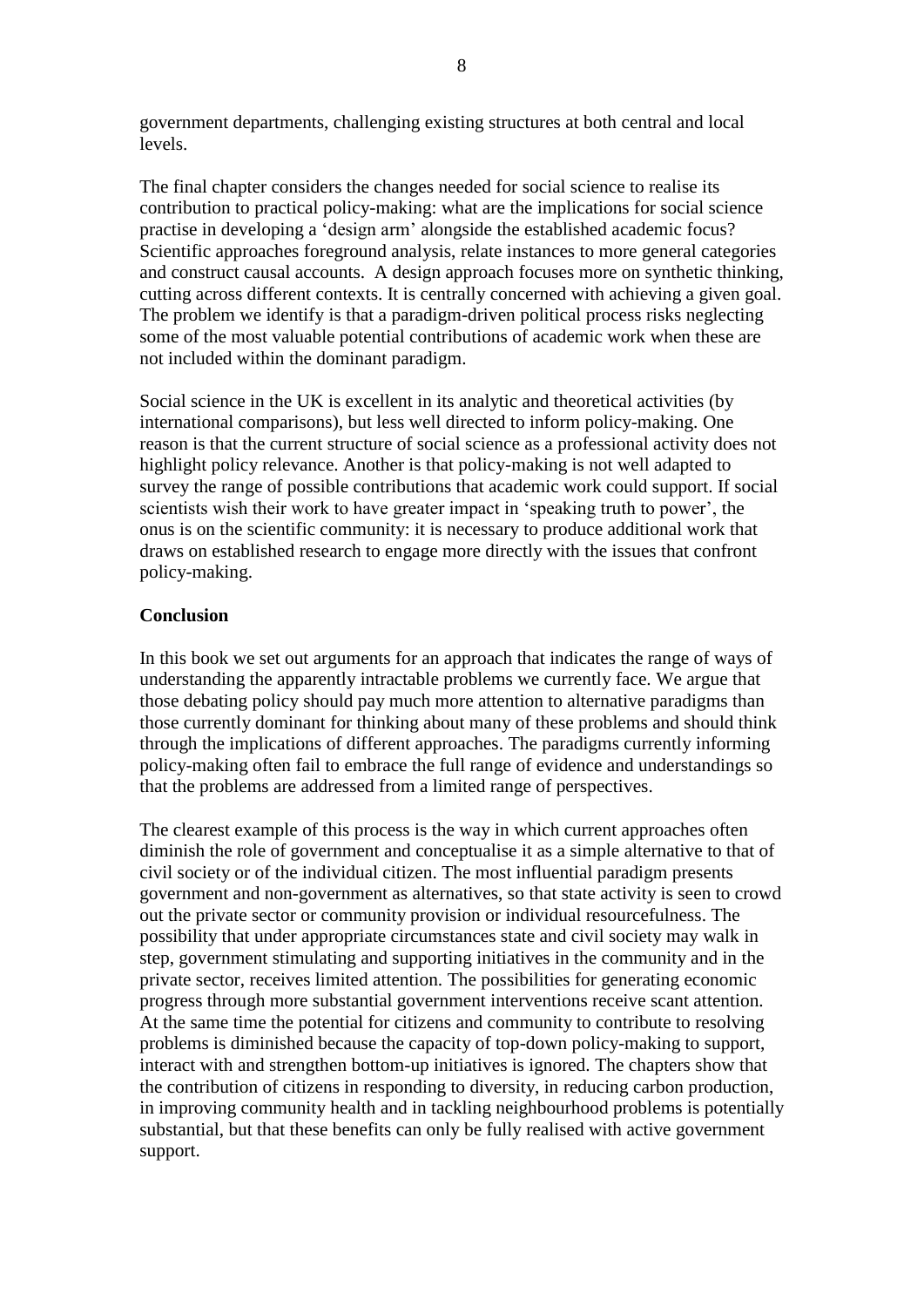government departments, challenging existing structures at both central and local levels.

The final chapter considers the changes needed for social science to realise its contribution to practical policy-making: what are the implications for social science practise in developing a 'design arm' alongside the established academic focus? Scientific approaches foreground analysis, relate instances to more general categories and construct causal accounts. A design approach focuses more on synthetic thinking, cutting across different contexts. It is centrally concerned with achieving a given goal. The problem we identify is that a paradigm-driven political process risks neglecting some of the most valuable potential contributions of academic work when these are not included within the dominant paradigm.

Social science in the UK is excellent in its analytic and theoretical activities (by international comparisons), but less well directed to inform policy-making. One reason is that the current structure of social science as a professional activity does not highlight policy relevance. Another is that policy-making is not well adapted to survey the range of possible contributions that academic work could support. If social scientists wish their work to have greater impact in 'speaking truth to power', the onus is on the scientific community: it is necessary to produce additional work that draws on established research to engage more directly with the issues that confront policy-making.

**Conclusion**

In this book we set out arguments for an approach that indicates the range of ways of understanding the apparently intractable problems we currently face. We argue that those debating policy should pay much more attention to alternative paradigms than those currently dominant for thinking about many of these problems and should think through the implications of different approaches. The paradigms currently informing policy-making often fail to embrace the full range of evidence and understandings so that the problems are addressed from a limited range of perspectives.

The clearest example of this process is the way in which current approaches often diminish the role of government and conceptualise it as a simple alternative to that of civil society or of the individual citizen. The most influential paradigm presents government and non-government as alternatives, so that state activity is seen to crowd out the private sector or community provision or individual resourcefulness. The possibility that under appropriate circumstances state and civil society may walk in step, government stimulating and supporting initiatives in the community and in the private sector, receives limited attention. The possibilities for generating economic progress through more substantial government interventions receive scant attention. At the same time the potential for citizens and community to contribute to resolving problems is diminished because the capacity of top-down policy-making to support, interact with and strengthen bottom-up initiatives is ignored. The chapters show that the contribution of citizens in responding to diversity, in reducing carbon production, in improving community health and in tackling neighbourhood problems is potentially substantial, but that these benefits can only be fully realised with active government support.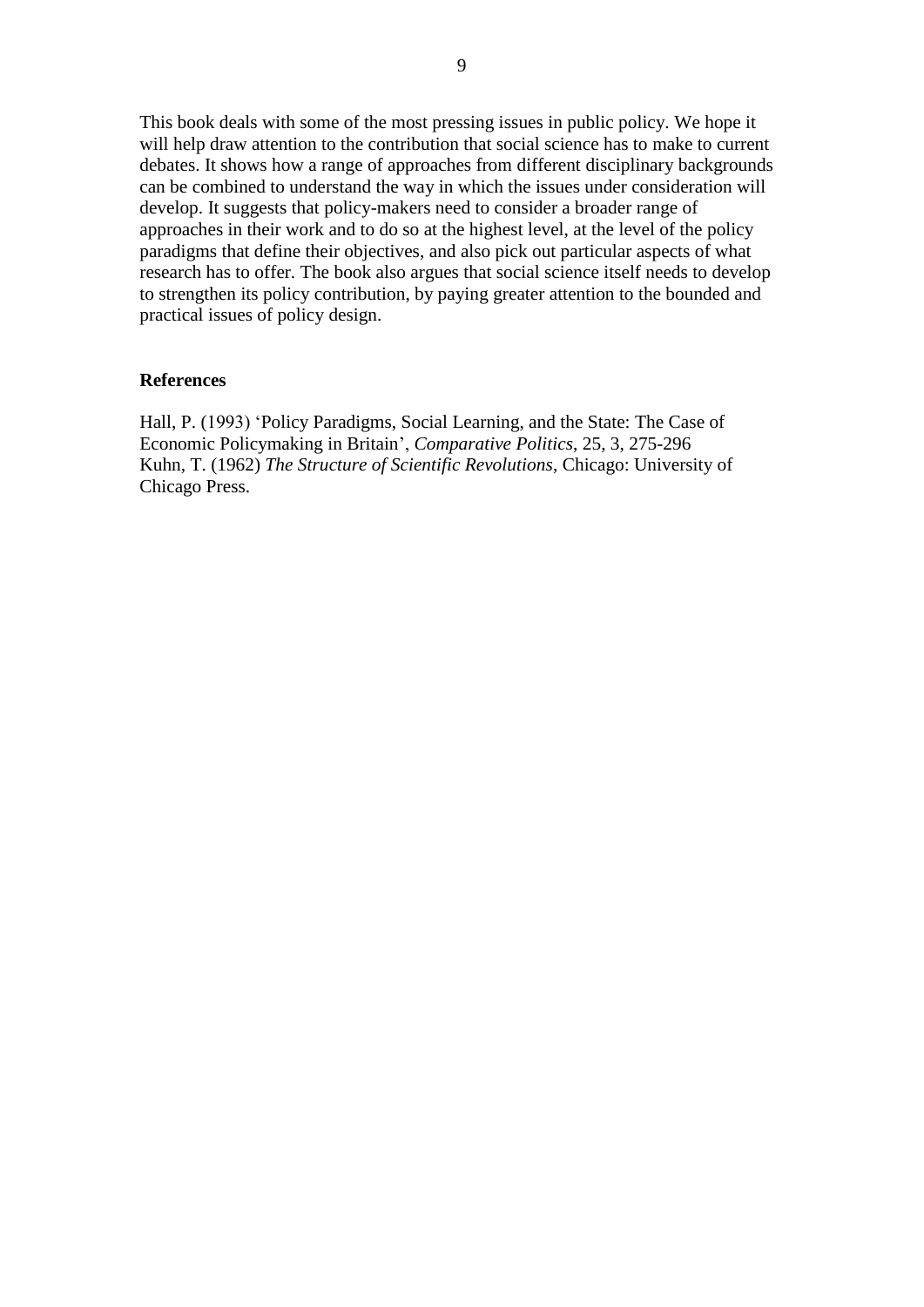This book deals with some of the most pressing issues in public policy. We hope it will help draw attention to the contribution that social science has to make to current debates. It shows how a range of approaches from different disciplinary backgrounds can be combined to understand the way in which the issues under consideration will develop. It suggests that policy-makers need to consider a broader range of approaches in their work and to do so at the highest level, at the level of the policy paradigms that define their objectives, and also pick out particular aspects of what research has to offer. The book also argues that social science itself needs to develop to strengthen its policy contribution, by paying greater attention to the bounded and practical issues of policy design.

**References**

Hall, P. (1993) 'Policy Paradigms, Social Learning, and the State: The Case of Economic Policymaking in Britain', *Comparative Politics*, 25, 3, 275-296
Kuhn, T. (1962) *The Structure of Scientific Revolutions*, Chicago: University of Chicago Press.